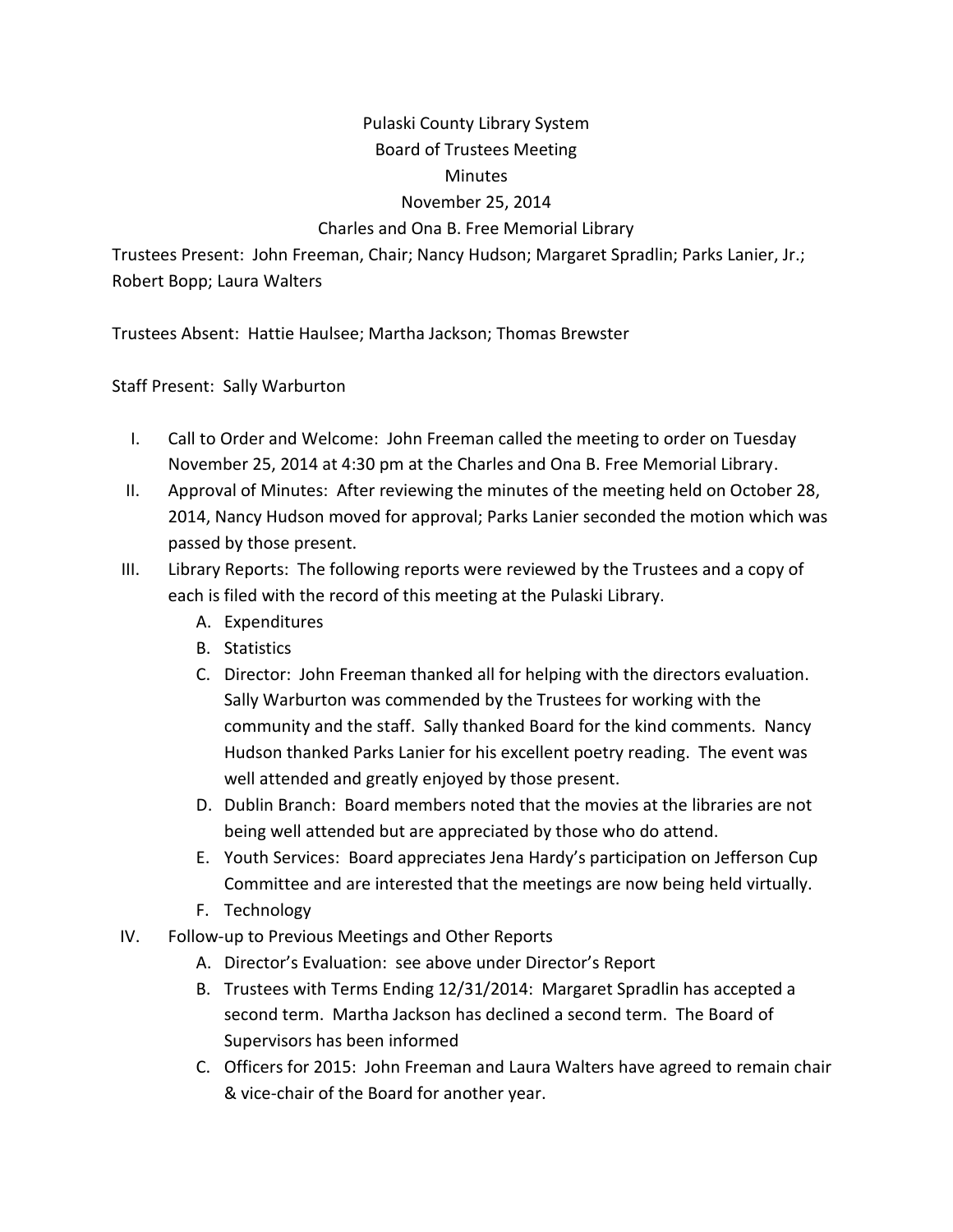# Pulaski County Library System
## Board of Trustees Meeting
## Minutes
### November 25, 2014
### Charles and Ona B. Free Memorial Library

Trustees Present: John Freeman, Chair; Nancy Hudson; Margaret Spradlin; Parks Lanier, Jr.; Robert Bopp; Laura Walters

Trustees Absent: Hattie Haulsee; Martha Jackson; Thomas Brewster

Staff Present: Sally Warburton

I. Call to Order and Welcome: John Freeman called the meeting to order on Tuesday November 25, 2014 at 4:30 pm at the Charles and Ona B. Free Memorial Library.

II. Approval of Minutes: After reviewing the minutes of the meeting held on October 28, 2014, Nancy Hudson moved for approval; Parks Lanier seconded the motion which was passed by those present.

III. Library Reports: The following reports were reviewed by the Trustees and a copy of each is filed with the record of this meeting at the Pulaski Library.
   - A. Expenditures
   - B. Statistics
   - C. Director: John Freeman thanked all for helping with the directors evaluation. Sally Warburton was commended by the Trustees for working with the community and the staff. Sally thanked Board for the kind comments. Nancy Hudson thanked Parks Lanier for his excellent poetry reading. The event was well attended and greatly enjoyed by those present.
   - D. Dublin Branch: Board members noted that the movies at the libraries are not being well attended but are appreciated by those who do attend.
   - E. Youth Services: Board appreciates Jena Hardy's participation on Jefferson Cup Committee and are interested that the meetings are now being held virtually.
   - F. Technology

IV. Follow-up to Previous Meetings and Other Reports
   - A. Director's Evaluation: see above under Director's Report
   - B. Trustees with Terms Ending 12/31/2014: Margaret Spradlin has accepted a second term. Martha Jackson has declined a second term. The Board of Supervisors has been informed
   - C. Officers for 2015: John Freeman and Laura Walters have agreed to remain chair & vice-chair of the Board for another year.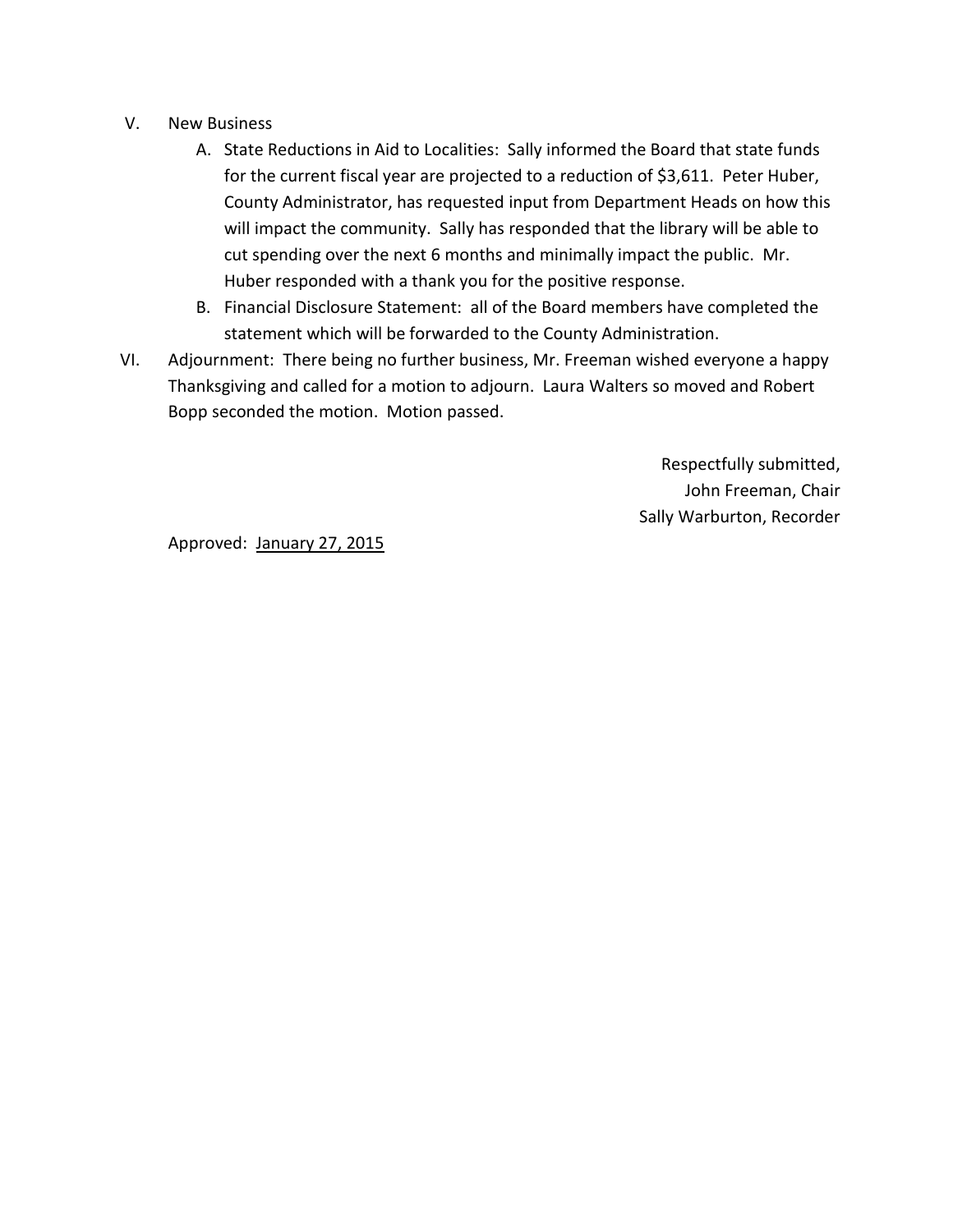V. New Business

   A. State Reductions in Aid to Localities: Sally informed the Board that state funds for the current fiscal year are projected to a reduction of $3,611. Peter Huber, County Administrator, has requested input from Department Heads on how this will impact the community. Sally has responded that the library will be able to cut spending over the next 6 months and minimally impact the public. Mr. Huber responded with a thank you for the positive response.

   B. Financial Disclosure Statement: all of the Board members have completed the statement which will be forwarded to the County Administration.

VI. Adjournment: There being no further business, Mr. Freeman wished everyone a happy Thanksgiving and called for a motion to adjourn. Laura Walters so moved and Robert Bopp seconded the motion. Motion passed.

Respectfully submitted,
John Freeman, Chair
Sally Warburton, Recorder

Approved: January 27, 2015